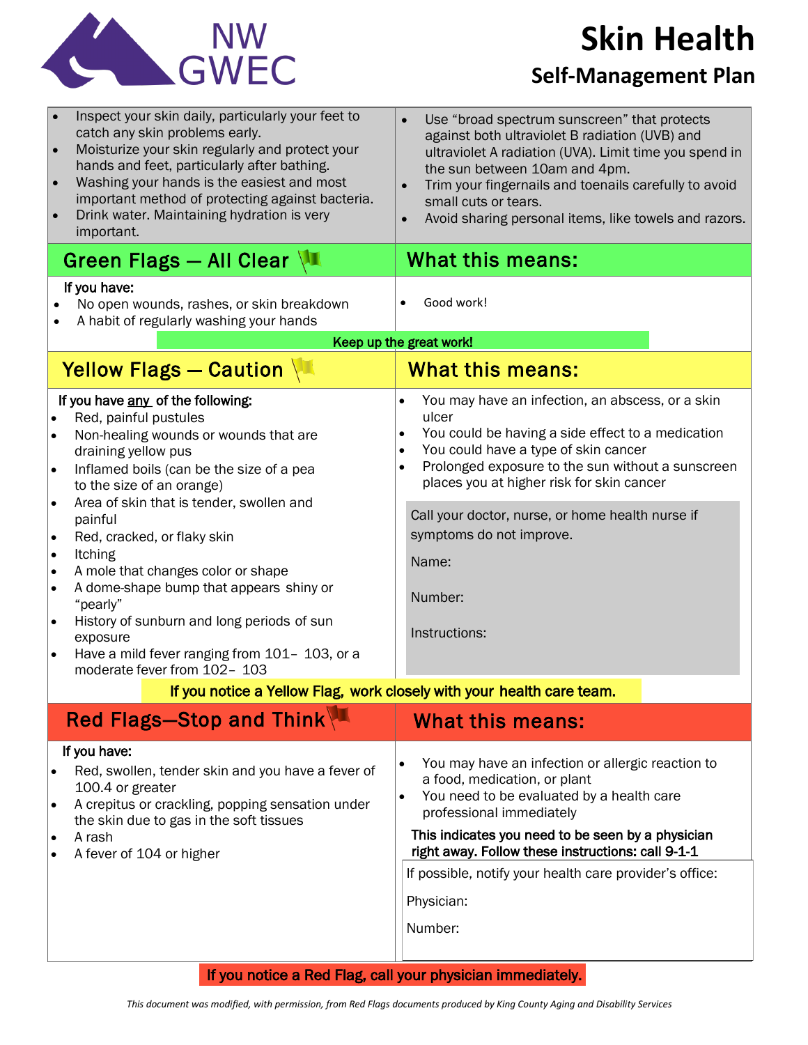NW GWEC

# Skin Health

## Self-Management Plan

- Inspect your skin daily, particularly your feet to catch any skin problems early.
- Moisturize your skin regularly and protect your hands and feet, particularly after bathing.
- Washing your hands is the easiest and most important method of protecting against bacteria.
- Drink water. Maintaining hydration is very important.
- Use "broad spectrum sunscreen" that protects against both ultraviolet B radiation (UVB) and ultraviolet A radiation (UVA). Limit time you spend in the sun between 10am and 4pm.
- Trim your fingernails and toenails carefully to avoid small cuts or tears.
- Avoid sharing personal items, like towels and razors.

## Green Flags — All Clear

**If you have:**

- No open wounds, rashes, or skin breakdown
- A habit of regularly washing your hands

**What this means:**

- Good work!

**Keep up the great work!**

## Yellow Flags — Caution

**If you have any of the following:**

- Red, painful pustules
- Non-healing wounds or wounds that are draining yellow pus
- Inflamed boils (can be the size of a pea to the size of an orange)
- Area of skin that is tender, swollen and painful
- Red, cracked, or flaky skin
- Itching
- A mole that changes color or shape
- A dome-shape bump that appears shiny or "pearly"
- History of sunburn and long periods of sun exposure
- Have a mild fever ranging from 101– 103, or a moderate fever from 102– 103

**What this means:**

- You may have an infection, an abscess, or a skin ulcer
- You could be having a side effect to a medication
- You could have a type of skin cancer
- Prolonged exposure to the sun without a sunscreen places you at higher risk for skin cancer

Call your doctor, nurse, or home health nurse if symptoms do not improve.

Name:

Number:

Instructions:

**If you notice a Yellow Flag, work closely with your health care team.**

## Red Flags—Stop and Think

**If you have:**

- Red, swollen, tender skin and you have a fever of 100.4 or greater
- A crepitus or crackling, popping sensation under the skin due to gas in the soft tissues
- A rash
- A fever of 104 or higher

**What this means:**

- You may have an infection or allergic reaction to a food, medication, or plant
- You need to be evaluated by a health care professional immediately

**This indicates you need to be seen by a physician right away. Follow these instructions: call 9-1-1**

If possible, notify your health care provider's office:

Physician:

Number:

**If you notice a Red Flag, call your physician immediately.**

*This document was modified, with permission, from Red Flags documents produced by King County Aging and Disability Services*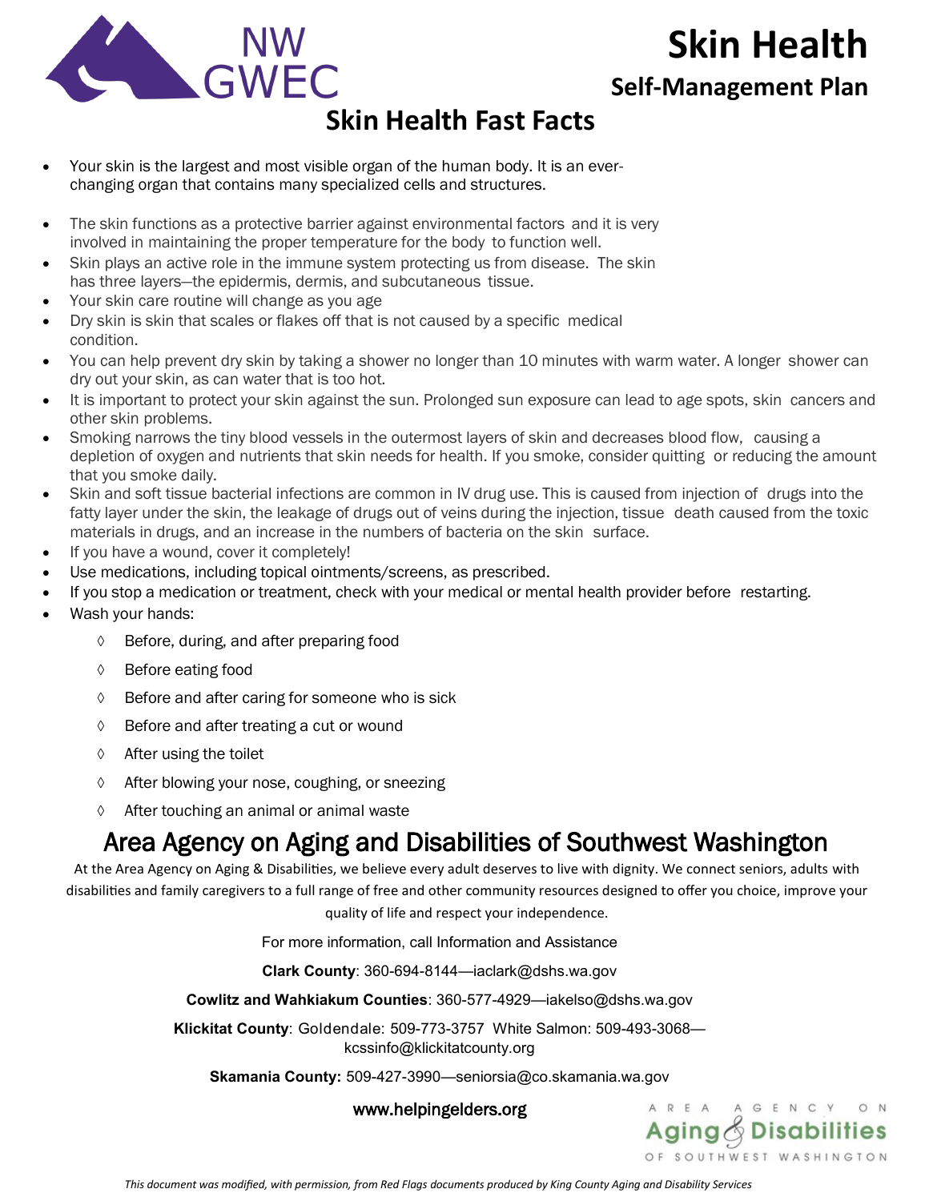NW GWEC

# Skin Health

## Self-Management Plan

## Skin Health Fast Facts

- Your skin is the largest and most visible organ of the human body. It is an ever-changing organ that contains many specialized cells and structures.
- The skin functions as a protective barrier against environmental factors and it is very involved in maintaining the proper temperature for the body to function well.
- Skin plays an active role in the immune system protecting us from disease. The skin has three layers—the epidermis, dermis, and subcutaneous tissue.
- Your skin care routine will change as you age
- Dry skin is skin that scales or flakes off that is not caused by a specific medical condition.
- You can help prevent dry skin by taking a shower no longer than 10 minutes with warm water. A longer shower can dry out your skin, as can water that is too hot.
- It is important to protect your skin against the sun. Prolonged sun exposure can lead to age spots, skin cancers and other skin problems.
- Smoking narrows the tiny blood vessels in the outermost layers of skin and decreases blood flow, causing a depletion of oxygen and nutrients that skin needs for health. If you smoke, consider quitting or reducing the amount that you smoke daily.
- Skin and soft tissue bacterial infections are common in IV drug use. This is caused from injection of drugs into the fatty layer under the skin, the leakage of drugs out of veins during the injection, tissue death caused from the toxic materials in drugs, and an increase in the numbers of bacteria on the skin surface.
- If you have a wound, cover it completely!
- Use medications, including topical ointments/screens, as prescribed.
- If you stop a medication or treatment, check with your medical or mental health provider before restarting.
- Wash your hands:
  - Before, during, and after preparing food
  - Before eating food
  - Before and after caring for someone who is sick
  - Before and after treating a cut or wound
  - After using the toilet
  - After blowing your nose, coughing, or sneezing
  - After touching an animal or animal waste

## Area Agency on Aging and Disabilities of Southwest Washington

At the Area Agency on Aging & Disabilities, we believe every adult deserves to live with dignity. We connect seniors, adults with disabilities and family caregivers to a full range of free and other community resources designed to offer you choice, improve your quality of life and respect your independence.

For more information, call Information and Assistance

**Clark County**: 360-694-8144—iaclark@dshs.wa.gov

**Cowlitz and Wahkiakum Counties**: 360-577-4929—iakelso@dshs.wa.gov

**Klickitat County**: Goldendale: 509-773-3757 White Salmon: 509-493-3068—kcssinfo@klickitatcounty.org

**Skamania County:** 509-427-3990—seniorsia@co.skamania.wa.gov

www.helpingelders.org

AREA AGENCY ON Aging & Disabilities OF SOUTHWEST WASHINGTON

*This document was modified, with permission, from Red Flags documents produced by King County Aging and Disability Services*